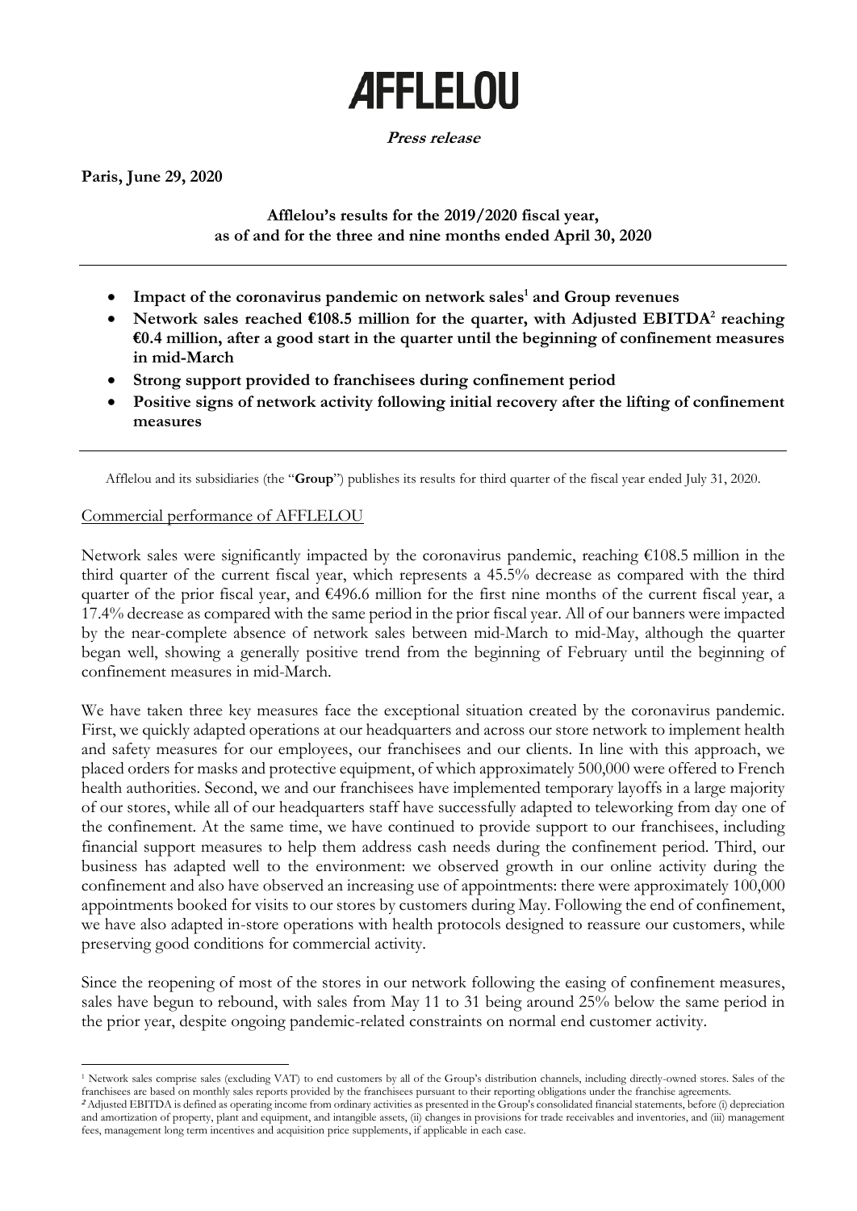# AFFLELOU

***Press release***

**Paris, June 29, 2020**

**Afflelou's results for the 2019/2020 fiscal year, as of and for the three and nine months ended April 30, 2020**

---

- **Impact of the coronavirus pandemic on network sales[1] and Group revenues**
- **Network sales reached €108.5 million for the quarter, with Adjusted EBITDA[2] reaching €0.4 million, after a good start in the quarter until the beginning of confinement measures in mid-March**
- **Strong support provided to franchisees during confinement period**
- **Positive signs of network activity following initial recovery after the lifting of confinement measures**

---

Afflelou and its subsidiaries (the "**Group**") publishes its results for third quarter of the fiscal year ended July 31, 2020.

## Commercial performance of AFFLELOU

Network sales were significantly impacted by the coronavirus pandemic, reaching €108.5 million in the third quarter of the current fiscal year, which represents a 45.5% decrease as compared with the third quarter of the prior fiscal year, and €496.6 million for the first nine months of the current fiscal year, a 17.4% decrease as compared with the same period in the prior fiscal year. All of our banners were impacted by the near-complete absence of network sales between mid-March to mid-May, although the quarter began well, showing a generally positive trend from the beginning of February until the beginning of confinement measures in mid-March.

We have taken three key measures face the exceptional situation created by the coronavirus pandemic. First, we quickly adapted operations at our headquarters and across our store network to implement health and safety measures for our employees, our franchisees and our clients. In line with this approach, we placed orders for masks and protective equipment, of which approximately 500,000 were offered to French health authorities. Second, we and our franchisees have implemented temporary layoffs in a large majority of our stores, while all of our headquarters staff have successfully adapted to teleworking from day one of the confinement. At the same time, we have continued to provide support to our franchisees, including financial support measures to help them address cash needs during the confinement period. Third, our business has adapted well to the environment: we observed growth in our online activity during the confinement and also have observed an increasing use of appointments: there were approximately 100,000 appointments booked for visits to our stores by customers during May. Following the end of confinement, we have also adapted in-store operations with health protocols designed to reassure our customers, while preserving good conditions for commercial activity.

Since the reopening of most of the stores in our network following the easing of confinement measures, sales have begun to rebound, with sales from May 11 to 31 being around 25% below the same period in the prior year, despite ongoing pandemic-related constraints on normal end customer activity.

---

[1] Network sales comprise sales (excluding VAT) to end customers by all of the Group's distribution channels, including directly-owned stores. Sales of the franchisees are based on monthly sales reports provided by the franchisees pursuant to their reporting obligations under the franchise agreements.

[2] Adjusted EBITDA is defined as operating income from ordinary activities as presented in the Group's consolidated financial statements, before (i) depreciation and amortization of property, plant and equipment, and intangible assets, (ii) changes in provisions for trade receivables and inventories, and (iii) management fees, management long term incentives and acquisition price supplements, if applicable in each case.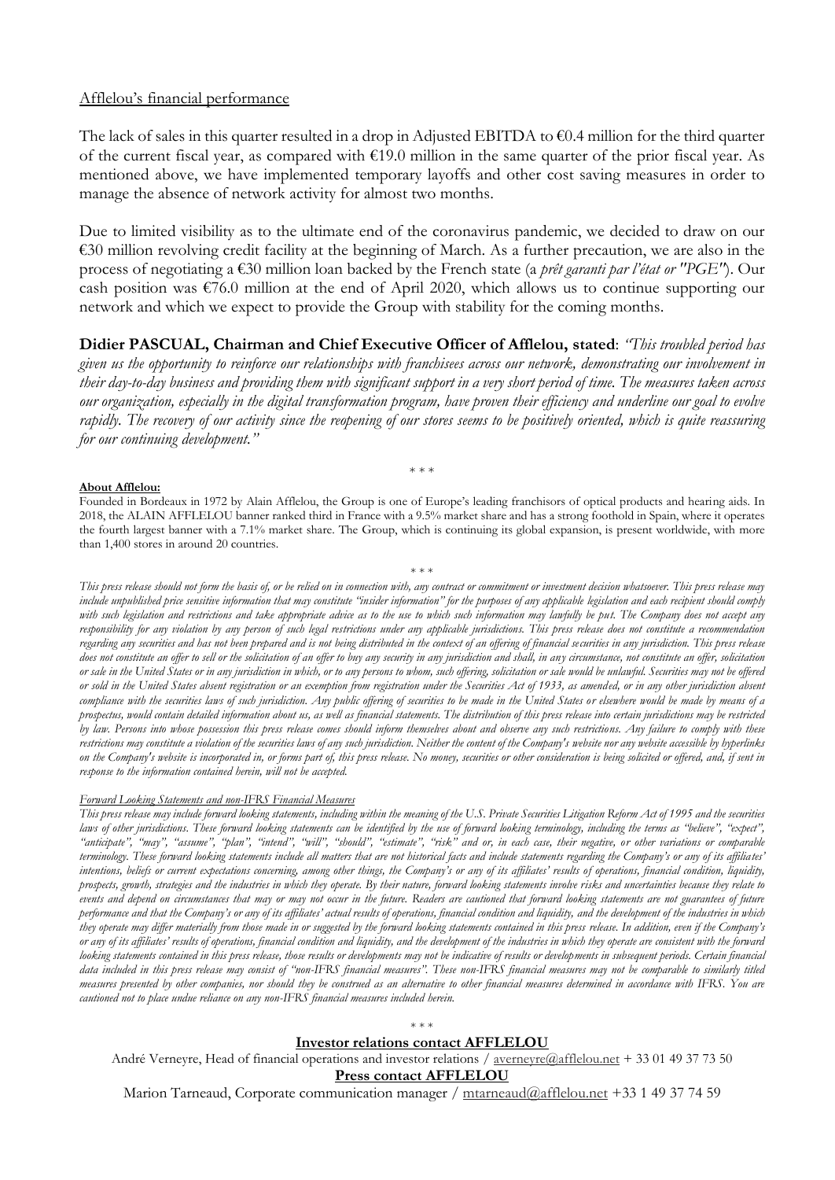Afflelou's financial performance

The lack of sales in this quarter resulted in a drop in Adjusted EBITDA to €0.4 million for the third quarter of the current fiscal year, as compared with €19.0 million in the same quarter of the prior fiscal year. As mentioned above, we have implemented temporary layoffs and other cost saving measures in order to manage the absence of network activity for almost two months.

Due to limited visibility as to the ultimate end of the coronavirus pandemic, we decided to draw on our €30 million revolving credit facility at the beginning of March. As a further precaution, we are also in the process of negotiating a €30 million loan backed by the French state (a *prêt garanti par l'état or "PGE"*). Our cash position was €76.0 million at the end of April 2020, which allows us to continue supporting our network and which we expect to provide the Group with stability for the coming months.

**Didier PASCUAL, Chairman and Chief Executive Officer of Afflelou, stated**: *"This troubled period has given us the opportunity to reinforce our relationships with franchisees across our network, demonstrating our involvement in their day-to-day business and providing them with significant support in a very short period of time. The measures taken across our organization, especially in the digital transformation program, have proven their efficiency and underline our goal to evolve rapidly. The recovery of our activity since the reopening of our stores seems to be positively oriented, which is quite reassuring for our continuing development."*

\* \* \*

**About Afflelou:**

Founded in Bordeaux in 1972 by Alain Afflelou, the Group is one of Europe's leading franchisors of optical products and hearing aids. In 2018, the ALAIN AFFLELOU banner ranked third in France with a 9.5% market share and has a strong foothold in Spain, where it operates the fourth largest banner with a 7.1% market share. The Group, which is continuing its global expansion, is present worldwide, with more than 1,400 stores in around 20 countries.

\* \* \*

*This press release should not form the basis of, or be relied on in connection with, any contract or commitment or investment decision whatsoever. This press release may include unpublished price sensitive information that may constitute "insider information" for the purposes of any applicable legislation and each recipient should comply with such legislation and restrictions and take appropriate advice as to the use to which such information may lawfully be put. The Company does not accept any responsibility for any violation by any person of such legal restrictions under any applicable jurisdictions. This press release does not constitute a recommendation regarding any securities and has not been prepared and is not being distributed in the context of an offering of financial securities in any jurisdiction. This press release does not constitute an offer to sell or the solicitation of an offer to buy any security in any jurisdiction and shall, in any circumstance, not constitute an offer, solicitation or sale in the United States or in any jurisdiction in which, or to any persons to whom, such offering, solicitation or sale would be unlawful. Securities may not be offered or sold in the United States absent registration or an exemption from registration under the Securities Act of 1933, as amended, or in any other jurisdiction absent compliance with the securities laws of such jurisdiction. Any public offering of securities to be made in the United States or elsewhere would be made by means of a prospectus, would contain detailed information about us, as well as financial statements. The distribution of this press release into certain jurisdictions may be restricted by law. Persons into whose possession this press release comes should inform themselves about and observe any such restrictions. Any failure to comply with these restrictions may constitute a violation of the securities laws of any such jurisdiction. Neither the content of the Company's website nor any website accessible by hyperlinks on the Company's website is incorporated in, or forms part of, this press release. No money, securities or other consideration is being solicited or offered, and, if sent in response to the information contained herein, will not be accepted.*

*Forward Looking Statements and non-IFRS Financial Measures*

*This press release may include forward looking statements, including within the meaning of the U.S. Private Securities Litigation Reform Act of 1995 and the securities laws of other jurisdictions. These forward looking statements can be identified by the use of forward looking terminology, including the terms as "believe", "expect", "anticipate", "may", "assume", "plan", "intend", "will", "should", "estimate", "risk" and or, in each case, their negative, or other variations or comparable terminology. These forward looking statements include all matters that are not historical facts and include statements regarding the Company's or any of its affiliates' intentions, beliefs or current expectations concerning, among other things, the Company's or any of its affiliates' results of operations, financial condition, liquidity, prospects, growth, strategies and the industries in which they operate. By their nature, forward looking statements involve risks and uncertainties because they relate to events and depend on circumstances that may or may not occur in the future. Readers are cautioned that forward looking statements are not guarantees of future performance and that the Company's or any of its affiliates' actual results of operations, financial condition and liquidity, and the development of the industries in which they operate may differ materially from those made in or suggested by the forward looking statements contained in this press release. In addition, even if the Company's or any of its affiliates' results of operations, financial condition and liquidity, and the development of the industries in which they operate are consistent with the forward looking statements contained in this press release, those results or developments may not be indicative of results or developments in subsequent periods. Certain financial data included in this press release may consist of "non-IFRS financial measures". These non-IFRS financial measures may not be comparable to similarly titled measures presented by other companies, nor should they be construed as an alternative to other financial measures determined in accordance with IFRS. You are cautioned not to place undue reliance on any non-IFRS financial measures included herein.*

\* \* \*

**Investor relations contact AFFLELOU**

André Verneyre, Head of financial operations and investor relations / averneyre@afflelou.net + 33 01 49 37 73 50

**Press contact AFFLELOU**

Marion Tarneaud, Corporate communication manager / mtarneaud@afflelou.net +33 1 49 37 74 59